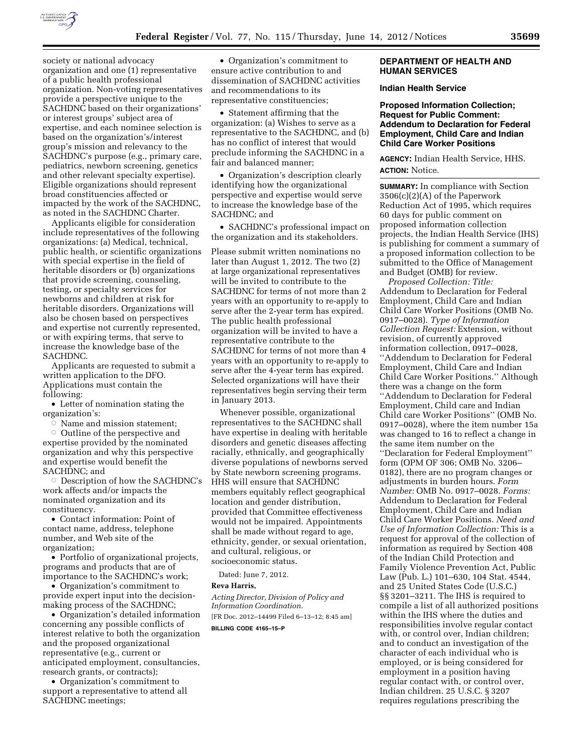society or national advocacy organization and one (1) representative of a public health professional organization. Non-voting representatives provide a perspective unique to the SACHDNC based on their organizations' or interest groups' subject area of expertise, and each nominee selection is based on the organization's/interest group's mission and relevancy to the SACHDNC's purpose (e.g., primary care, pediatrics, newborn screening, genetics and other relevant specialty expertise). Eligible organizations should represent broad constituencies affected or impacted by the work of the SACHDNC, as noted in the SACHDNC Charter.

Applicants eligible for consideration include representatives of the following organizations: (a) Medical, technical, public health, or scientific organizations with special expertise in the field of heritable disorders or (b) organizations that provide screening, counseling, testing, or specialty services for newborns and children at risk for heritable disorders. Organizations will also be chosen based on perspectives and expertise not currently represented, or with expiring terms, that serve to increase the knowledge base of the SACHDNC.

Applicants are requested to submit a written application to the DFO. Applications must contain the following:

- Letter of nomination stating the organization's:
  - Name and mission statement;
  - Outline of the perspective and expertise provided by the nominated organization and why this perspective and expertise would benefit the SACHDNC; and
  - Description of how the SACHDNC's work affects and/or impacts the nominated organization and its constituency.
- Contact information: Point of contact name, address, telephone number, and Web site of the organization;
- Portfolio of organizational projects, programs and products that are of importance to the SACHDNC's work;
- Organization's commitment to provide expert input into the decision-making process of the SACHDNC;
- Organization's detailed information concerning any possible conflicts of interest relative to both the organization and the proposed organizational representative (e.g., current or anticipated employment, consultancies, research grants, or contracts);
- Organization's commitment to support a representative to attend all SACHDNC meetings;
- Organization's commitment to ensure active contribution to and dissemination of SACHDNC activities and recommendations to its representative constituencies;
- Statement affirming that the organization: (a) Wishes to serve as a representative to the SACHDNC, and (b) has no conflict of interest that would preclude informing the SACHDNC in a fair and balanced manner;
- Organization's description clearly identifying how the organizational perspective and expertise would serve to increase the knowledge base of the SACHDNC; and
- SACHDNC's professional impact on the organization and its stakeholders.

Please submit written nominations no later than August 1, 2012. The two (2) at large organizational representatives will be invited to contribute to the SACHDNC for terms of not more than 2 years with an opportunity to re-apply to serve after the 2-year term has expired. The public health professional organization will be invited to have a representative contribute to the SACHDNC for terms of not more than 4 years with an opportunity to re-apply to serve after the 4-year term has expired. Selected organizations will have their representatives begin serving their term in January 2013.

Whenever possible, organizational representatives to the SACHDNC shall have expertise in dealing with heritable disorders and genetic diseases affecting racially, ethnically, and geographically diverse populations of newborns served by State newborn screening programs. HHS will ensure that SACHDNC members equitably reflect geographical location and gender distribution, provided that Committee effectiveness would not be impaired. Appointments shall be made without regard to age, ethnicity, gender, or sexual orientation, and cultural, religious, or socioeconomic status.

Dated: June 7, 2012.

**Reva Harris,**

*Acting Director, Division of Policy and Information Coordination.*

[FR Doc. 2012–14499 Filed 6–13–12; 8:45 am]

**BILLING CODE 4165–15–P**

## DEPARTMENT OF HEALTH AND HUMAN SERVICES

### Indian Health Service

### Proposed Information Collection; Request for Public Comment: Addendum to Declaration for Federal Employment, Child Care and Indian Child Care Worker Positions

**AGENCY:** Indian Health Service, HHS.

**ACTION:** Notice.

**SUMMARY:** In compliance with Section 3506(c)(2)(A) of the Paperwork Reduction Act of 1995, which requires 60 days for public comment on proposed information collection projects, the Indian Health Service (IHS) is publishing for comment a summary of a proposed information collection to be submitted to the Office of Management and Budget (OMB) for review.

*Proposed Collection: Title:* Addendum to Declaration for Federal Employment, Child Care and Indian Child Care Worker Positions (OMB No. 0917–0028). *Type of Information Collection Request:* Extension, without revision, of currently approved information collection, 0917–0028, ''Addendum to Declaration for Federal Employment, Child Care and Indian Child Care Worker Positions.'' Although there was a change on the form ''Addendum to Declaration for Federal Employment, Child care and Indian Child care Worker Positions'' (OMB No. 0917–0028), where the item number 15a was changed to 16 to reflect a change in the same item number on the ''Declaration for Federal Employment'' form (OPM OF 306; OMB No. 3206–0182), there are no program changes or adjustments in burden hours. *Form Number:* OMB No. 0917–0028. *Forms:* Addendum to Declaration for Federal Employment, Child Care and Indian Child Care Worker Positions. *Need and Use of Information Collection:* This is a request for approval of the collection of information as required by Section 408 of the Indian Child Protection and Family Violence Prevention Act, Public Law (Pub. L.) 101–630, 104 Stat. 4544, and 25 United States Code (U.S.C.) §§ 3201–3211. The IHS is required to compile a list of all authorized positions within the IHS where the duties and responsibilities involve regular contact with, or control over, Indian children; and to conduct an investigation of the character of each individual who is employed, or is being considered for employment in a position having regular contact with, or control over, Indian children. 25 U.S.C. § 3207 requires regulations prescribing the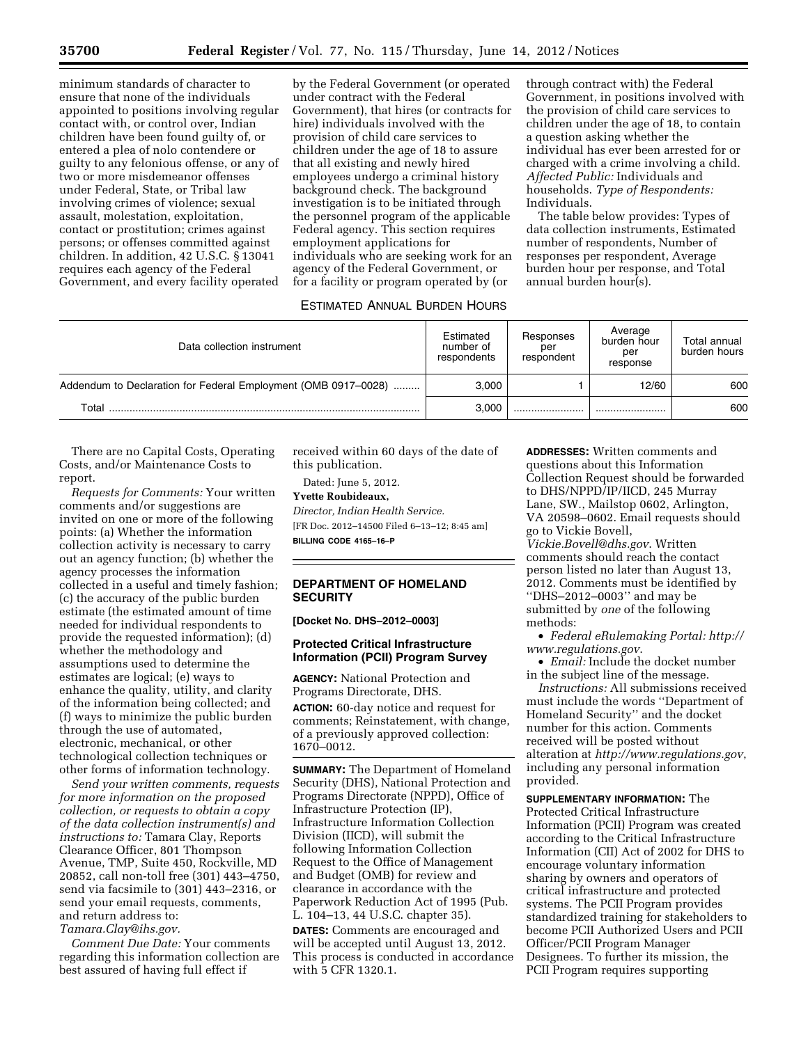minimum standards of character to ensure that none of the individuals appointed to positions involving regular contact with, or control over, Indian children have been found guilty of, or entered a plea of nolo contendere or guilty to any felonious offense, or any of two or more misdemeanor offenses under Federal, State, or Tribal law involving crimes of violence; sexual assault, molestation, exploitation, contact or prostitution; crimes against persons; or offenses committed against children. In addition, 42 U.S.C. § 13041 requires each agency of the Federal Government, and every facility operated by the Federal Government (or operated under contract with the Federal Government), that hires (or contracts for hire) individuals involved with the provision of child care services to children under the age of 18 to assure that all existing and newly hired employees undergo a criminal history background check. The background investigation is to be initiated through the personnel program of the applicable Federal agency. This section requires employment applications for individuals who are seeking work for an agency of the Federal Government, or for a facility or program operated by (or through contract with) the Federal Government, in positions involved with the provision of child care services to children under the age of 18, to contain a question asking whether the individual has ever been arrested for or charged with a crime involving a child. *Affected Public:* Individuals and households. *Type of Respondents:* Individuals.

The table below provides: Types of data collection instruments, Estimated number of respondents, Number of responses per respondent, Average burden hour per response, and Total annual burden hour(s).

ESTIMATED ANNUAL BURDEN HOURS

| Data collection instrument | Estimated number of respondents | Responses per respondent | Average burden hour per response | Total annual burden hours |
|---|---|---|---|---|
| Addendum to Declaration for Federal Employment (OMB 0917–0028) | 3,000 | 1 | 12/60 | 600 |
| Total | 3,000 | | | 600 |

There are no Capital Costs, Operating Costs, and/or Maintenance Costs to report.

*Requests for Comments:* Your written comments and/or suggestions are invited on one or more of the following points: (a) Whether the information collection activity is necessary to carry out an agency function; (b) whether the agency processes the information collected in a useful and timely fashion; (c) the accuracy of the public burden estimate (the estimated amount of time needed for individual respondents to provide the requested information); (d) whether the methodology and assumptions used to determine the estimates are logical; (e) ways to enhance the quality, utility, and clarity of the information being collected; and (f) ways to minimize the public burden through the use of automated, electronic, mechanical, or other technological collection techniques or other forms of information technology.

*Send your written comments, requests for more information on the proposed collection, or requests to obtain a copy of the data collection instrument(s) and instructions to:* Tamara Clay, Reports Clearance Officer, 801 Thompson Avenue, TMP, Suite 450, Rockville, MD 20852, call non-toll free (301) 443–4750, send via facsimile to (301) 443–2316, or send your email requests, comments, and return address to: *Tamara.Clay@ihs.gov.*

*Comment Due Date:* Your comments regarding this information collection are best assured of having full effect if received within 60 days of the date of this publication.

Dated: June 5, 2012.

**Yvette Roubideaux,**

*Director, Indian Health Service.*

[FR Doc. 2012–14500 Filed 6–13–12; 8:45 am]

**BILLING CODE 4165–16–P**

## DEPARTMENT OF HOMELAND SECURITY

**[Docket No. DHS–2012–0003]**

### Protected Critical Infrastructure Information (PCII) Program Survey

**AGENCY:** National Protection and Programs Directorate, DHS.

**ACTION:** 60-day notice and request for comments; Reinstatement, with change, of a previously approved collection: 1670–0012.

**SUMMARY:** The Department of Homeland Security (DHS), National Protection and Programs Directorate (NPPD), Office of Infrastructure Protection (IP), Infrastructure Information Collection Division (IICD), will submit the following Information Collection Request to the Office of Management and Budget (OMB) for review and clearance in accordance with the Paperwork Reduction Act of 1995 (Pub. L. 104–13, 44 U.S.C. chapter 35).

**DATES:** Comments are encouraged and will be accepted until August 13, 2012. This process is conducted in accordance with 5 CFR 1320.1.

**ADDRESSES:** Written comments and questions about this Information Collection Request should be forwarded to DHS/NPPD/IP/IICD, 245 Murray Lane, SW., Mailstop 0602, Arlington, VA 20598–0602. Email requests should go to Vickie Bovell, *Vickie.Bovell@dhs.gov*. Written comments should reach the contact person listed no later than August 13, 2012. Comments must be identified by ''DHS–2012–0003'' and may be submitted by *one* of the following methods:

- *Federal eRulemaking Portal: http://www.regulations.gov*.
- *Email:* Include the docket number in the subject line of the message.

*Instructions:* All submissions received must include the words ''Department of Homeland Security'' and the docket number for this action. Comments received will be posted without alteration at *http://www.regulations.gov*, including any personal information provided.

**SUPPLEMENTARY INFORMATION:** The Protected Critical Infrastructure Information (PCII) Program was created according to the Critical Infrastructure Information (CII) Act of 2002 for DHS to encourage voluntary information sharing by owners and operators of critical infrastructure and protected systems. The PCII Program provides standardized training for stakeholders to become PCII Authorized Users and PCII Officer/PCII Program Manager Designees. To further its mission, the PCII Program requires supporting